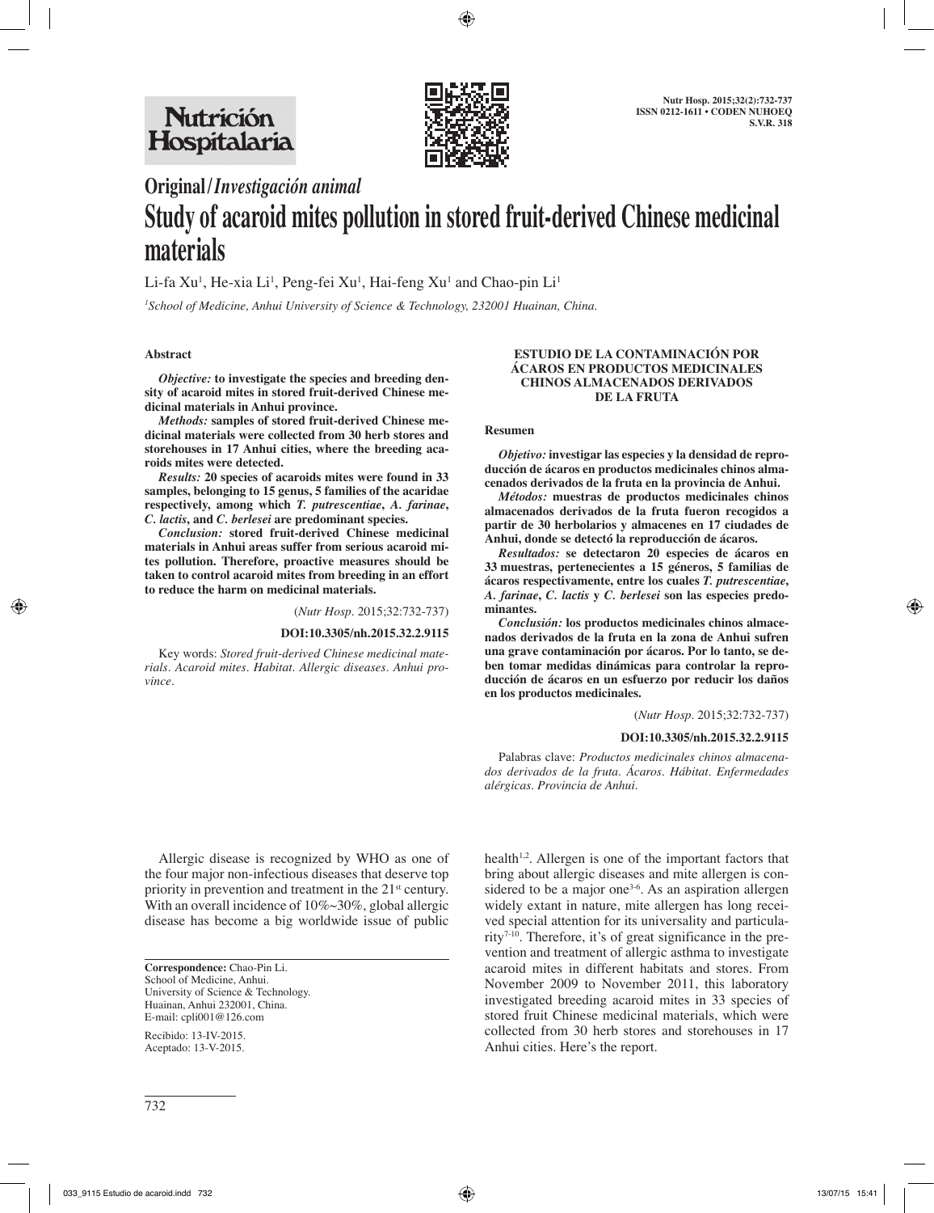# Original/*Investigación animal*

# Study of acaroid mites pollution in stored fruit-derived Chinese medicinal materials

Li-fa Xu[1], He-xia Li[1], Peng-fei Xu[1], Hai-feng Xu[1] and Chao-pin Li[1]

[1]*School of Medicine, Anhui University of Science & Technology, 232001 Huainan, China.*

## Abstract

***Objective:*** **to investigate the species and breeding density of acaroid mites in stored fruit-derived Chinese medicinal materials in Anhui province.**

***Methods:*** **samples of stored fruit-derived Chinese medicinal materials were collected from 30 herb stores and storehouses in 17 Anhui cities, where the breeding acaroids mites were detected.**

***Results:*** **20 species of acaroids mites were found in 33 samples, belonging to 15 genus, 5 families of the acaridae respectively, among which *T. putrescentiae*, *A. farinae*, *C. lactis*, and *C. berlesei* are predominant species.**

***Conclusion:*** **stored fruit-derived Chinese medicinal materials in Anhui areas suffer from serious acaroid mites pollution. Therefore, proactive measures should be taken to control acaroid mites from breeding in an effort to reduce the harm on medicinal materials.**

(*Nutr Hosp*. 2015;32:732-737)

**DOI:10.3305/nh.2015.32.2.9115**

Key words: *Stored fruit-derived Chinese medicinal materials. Acaroid mites. Habitat. Allergic diseases. Anhui province.*

## ESTUDIO DE LA CONTAMINACIÓN POR ÁCAROS EN PRODUCTOS MEDICINALES CHINOS ALMACENADOS DERIVADOS DE LA FRUTA

### Resumen

***Objetivo:*** **investigar las especies y la densidad de reproducción de ácaros en productos medicinales chinos almacenados derivados de la fruta en la provincia de Anhui.**

***Métodos:*** **muestras de productos medicinales chinos almacenados derivados de la fruta fueron recogidos a partir de 30 herbolarios y almacenes en 17 ciudades de Anhui, donde se detectó la reproducción de ácaros.**

***Resultados:*** **se detectaron 20 especies de ácaros en 33 muestras, pertenecientes a 15 géneros, 5 familias de ácaros respectivamente, entre los cuales *T. putrescentiae*, *A. farinae*, *C. lactis* y *C. berlesei* son las especies predominantes.**

***Conclusión:*** **los productos medicinales chinos almacenados derivados de la fruta en la zona de Anhui sufren una grave contaminación por ácaros. Por lo tanto, se deben tomar medidas dinámicas para controlar la reproducción de ácaros en un esfuerzo por reducir los daños en los productos medicinales.**

(*Nutr Hosp*. 2015;32:732-737)

**DOI:10.3305/nh.2015.32.2.9115**

Palabras clave: *Productos medicinales chinos almacenados derivados de la fruta. Ácaros. Hábitat. Enfermedades alérgicas. Provincia de Anhui.*

Allergic disease is recognized by WHO as one of the four major non-infectious diseases that deserve top priority in prevention and treatment in the 21st century. With an overall incidence of 10%~30%, global allergic disease has become a big worldwide issue of public health[1,2]. Allergen is one of the important factors that bring about allergic diseases and mite allergen is considered to be a major one[3-6]. As an aspiration allergen widely extant in nature, mite allergen has long received special attention for its universality and particularity[7-10]. Therefore, it's of great significance in the prevention and treatment of allergic asthma to investigate acaroid mites in different habitats and stores. From November 2009 to November 2011, this laboratory investigated breeding acaroid mites in 33 species of stored fruit Chinese medicinal materials, which were collected from 30 herb stores and storehouses in 17 Anhui cities. Here's the report.

**Correspondence:** Chao-Pin Li.
School of Medicine, Anhui.
University of Science & Technology.
Huainan, Anhui 232001, China.
E-mail: cpli001@126.com

Recibido: 13-IV-2015.
Aceptado: 13-V-2015.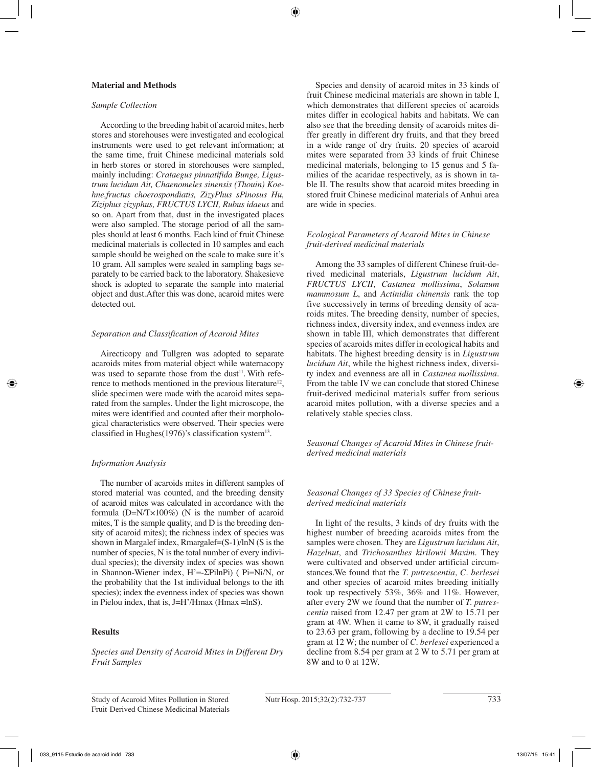## Material and Methods

### *Sample Collection*

According to the breeding habit of acaroid mites, herb stores and storehouses were investigated and ecological instruments were used to get relevant information; at the same time, fruit Chinese medicinal materials sold in herb stores or stored in storehouses were sampled, mainly including: *Crataegus pinnatifida Bunge, Ligustrum lucidum Ait, Chaenomeles sinensis (Thouin) Koehne,fructus choerospondiatis, ZizyPhus sPinosus Hu, Ziziphus zizyphus, FRUCTUS LYCII, Rubus idaeus* and so on. Apart from that, dust in the investigated places were also sampled. The storage period of all the samples should at least 6 months. Each kind of fruit Chinese medicinal materials is collected in 10 samples and each sample should be weighed on the scale to make sure it's 10 gram. All samples were sealed in sampling bags separately to be carried back to the laboratory. Shakesieve shock is adopted to separate the sample into material object and dust.After this was done, acaroid mites were detected out.

### *Separation and Classification of Acaroid Mites*

Airecticopy and Tullgren was adopted to separate acaroids mites from material object while waternacopy was used to separate those from the dust[11]. With reference to methods mentioned in the previous literature[12], slide specimen were made with the acaroid mites separated from the samples. Under the light microscope, the mites were identified and counted after their morphological characteristics were observed. Their species were classified in Hughes(1976)'s classification system[13].

### *Information Analysis*

The number of acaroids mites in different samples of stored material was counted, and the breeding density of acaroid mites was calculated in accordance with the formula ($D=N/T\times100\%$) (N is the number of acaroid mites, T is the sample quality, and D is the breeding density of acaroid mites); the richness index of species was shown in Margalef index, $R_{margalef}=(S-1)/\ln N$ (S is the number of species, N is the total number of every individual species); the diversity index of species was shown in Shannon-Wiener index, $H'=-\Sigma P_i \ln P_i$) ( $P_i=N_i/N$, or the probability that the 1st individual belongs to the ith species); index the evenness index of species was shown in Pielou index, that is, $J=H'/H_{max}$ ($H_{max}=\ln S$).

## Results

### *Species and Density of Acaroid Mites in Different Dry Fruit Samples*

Species and density of acaroid mites in 33 kinds of fruit Chinese medicinal materials are shown in table I, which demonstrates that different species of acaroids mites differ in ecological habits and habitats. We can also see that the breeding density of acaroids mites differ greatly in different dry fruits, and that they breed in a wide range of dry fruits. 20 species of acaroid mites were separated from 33 kinds of fruit Chinese medicinal materials, belonging to 15 genus and 5 families of the acaridae respectively, as is shown in table II. The results show that acaroid mites breeding in stored fruit Chinese medicinal materials of Anhui area are wide in species.

### *Ecological Parameters of Acaroid Mites in Chinese fruit-derived medicinal materials*

Among the 33 samples of different Chinese fruit-derived medicinal materials, *Ligustrum lucidum Ait*, *FRUCTUS LYCII*, *Castanea mollissima*, *Solanum mammosum L*, and *Actinidia chinensis* rank the top five successively in terms of breeding density of acaroids mites. The breeding density, number of species, richness index, diversity index, and evenness index are shown in table III, which demonstrates that different species of acaroids mites differ in ecological habits and habitats. The highest breeding density is in *Ligustrum lucidum Ait*, while the highest richness index, diversity index and evenness are all in *Castanea mollissima*. From the table IV we can conclude that stored Chinese fruit-derived medicinal materials suffer from serious acaroid mites pollution, with a diverse species and a relatively stable species class.

### *Seasonal Changes of Acaroid Mites in Chinese fruit-derived medicinal materials*

### *Seasonal Changes of 33 Species of Chinese fruit-derived medicinal materials*

In light of the results, 3 kinds of dry fruits with the highest number of breeding acaroids mites from the samples were chosen. They are *Ligustrum lucidum Ait*, *Hazelnut*, and *Trichosanthes kirilowii Maxim*. They were cultivated and observed under artificial circumstances.We found that the *T. putrescentia*, *C. berlesei* and other species of acaroid mites breeding initially took up respectively 53%, 36% and 11%. However, after every 2W we found that the number of *T. putrescentia* raised from 12.47 per gram at 2W to 15.71 per gram at 4W. When it came to 8W, it gradually raised to 23.63 per gram, following by a decline to 19.54 per gram at 12 W; the number of *C. berlesei* experienced a decline from 8.54 per gram at 2 W to 5.71 per gram at 8W and to 0 at 12W.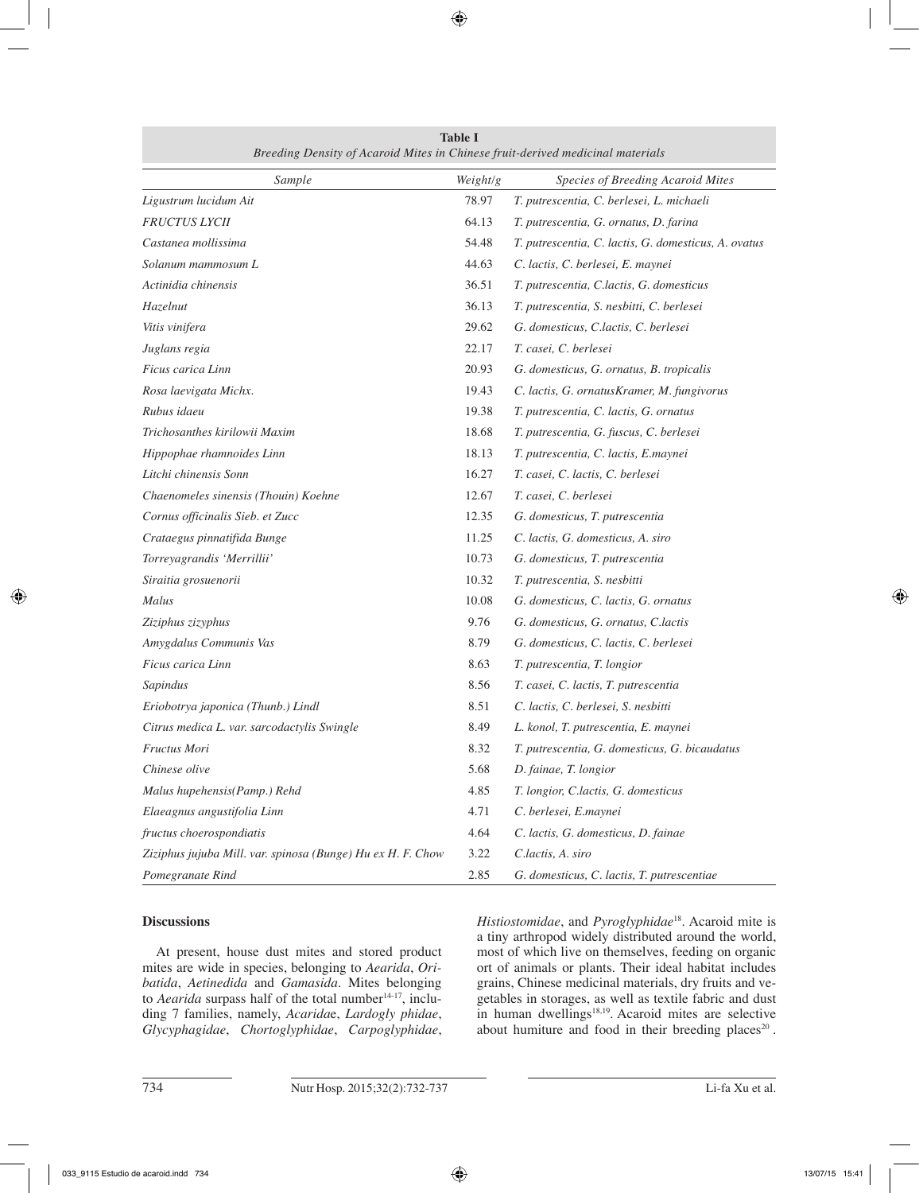**Table I**
*Breeding Density of Acaroid Mites in Chinese fruit-derived medicinal materials*

| *Sample* | *Weight/g* | *Species of Breeding Acaroid Mites* |
|---|---|---|
| *Ligustrum lucidum Ait* | 78.97 | *T. putrescentia, C. berlesei, L. michaeli* |
| *FRUCTUS LYCII* | 64.13 | *T. putrescentia, G. ornatus, D. farina* |
| *Castanea mollissima* | 54.48 | *T. putrescentia, C. lactis, G. domesticus, A. ovatus* |
| *Solanum mammosum L* | 44.63 | *C. lactis, C. berlesei, E. maynei* |
| *Actinidia chinensis* | 36.51 | *T. putrescentia, C.lactis, G. domesticus* |
| *Hazelnut* | 36.13 | *T. putrescentia, S. nesbitti, C. berlesei* |
| *Vitis vinifera* | 29.62 | *G. domesticus, C.lactis, C. berlesei* |
| *Juglans regia* | 22.17 | *T. casei, C. berlesei* |
| *Ficus carica Linn* | 20.93 | *G. domesticus, G. ornatus, B. tropicalis* |
| *Rosa laevigata Michx.* | 19.43 | *C. lactis, G. ornatusKramer, M. fungivorus* |
| *Rubus idaeu* | 19.38 | *T. putrescentia, C. lactis, G. ornatus* |
| *Trichosanthes kirilowii Maxim* | 18.68 | *T. putrescentia, G. fuscus, C. berlesei* |
| *Hippophae rhamnoides Linn* | 18.13 | *T. putrescentia, C. lactis, E.maynei* |
| *Litchi chinensis Sonn* | 16.27 | *T. casei, C. lactis, C. berlesei* |
| *Chaenomeles sinensis (Thouin) Koehne* | 12.67 | *T. casei, C. berlesei* |
| *Cornus officinalis Sieb. et Zucc* | 12.35 | *G. domesticus, T. putrescentia* |
| *Crataegus pinnatifida Bunge* | 11.25 | *C. lactis, G. domesticus, A. siro* |
| *Torreyagrandis 'Merrillii'* | 10.73 | *G. domesticus, T. putrescentia* |
| *Siraitia grosuenorii* | 10.32 | *T. putrescentia, S. nesbitti* |
| *Malus* | 10.08 | *G. domesticus, C. lactis, G. ornatus* |
| *Ziziphus zizyphus* | 9.76 | *G. domesticus, G. ornatus, C.lactis* |
| *Amygdalus Communis Vas* | 8.79 | *G. domesticus, C. lactis, C. berlesei* |
| *Ficus carica Linn* | 8.63 | *T. putrescentia, T. longior* |
| *Sapindus* | 8.56 | *T. casei, C. lactis, T. putrescentia* |
| *Eriobotrya japonica (Thunb.) Lindl* | 8.51 | *C. lactis, C. berlesei, S. nesbitti* |
| *Citrus medica L. var. sarcodactylis Swingle* | 8.49 | *L. konol, T. putrescentia, E. maynei* |
| *Fructus Mori* | 8.32 | *T. putrescentia, G. domesticus, G. bicaudatus* |
| *Chinese olive* | 5.68 | *D. fainae, T. longior* |
| *Malus hupehensis(Pamp.) Rehd* | 4.85 | *T. longior, C.lactis, G. domesticus* |
| *Elaeagnus angustifolia Linn* | 4.71 | *C. berlesei, E.maynei* |
| *fructus choerospondiatis* | 4.64 | *C. lactis, G. domesticus, D. fainae* |
| *Ziziphus jujuba Mill. var. spinosa (Bunge) Hu ex H. F. Chow* | 3.22 | *C.lactis, A. siro* |
| *Pomegranate Rind* | 2.85 | *G. domesticus, C. lactis, T. putrescentiae* |

## Discussions

At present, house dust mites and stored product mites are wide in species, belonging to *Aearida*, *Oribatida*, *Aetinedida* and *Gamasida*. Mites belonging to *Aearida* surpass half of the total number[14-17], including 7 families, namely, *Acarida*e, *Lardogly phidae*, *Glycyphagidae*, *Chortoglyphidae*, *Carpoglyphidae*, *Histiostomidae*, and *Pyroglyphidae*[18]. Acaroid mite is a tiny arthropod widely distributed around the world, most of which live on themselves, feeding on organic ort of animals or plants. Their ideal habitat includes grains, Chinese medicinal materials, dry fruits and vegetables in storages, as well as textile fabric and dust in human dwellings[18,19]. Acaroid mites are selective about humiture and food in their breeding places[20].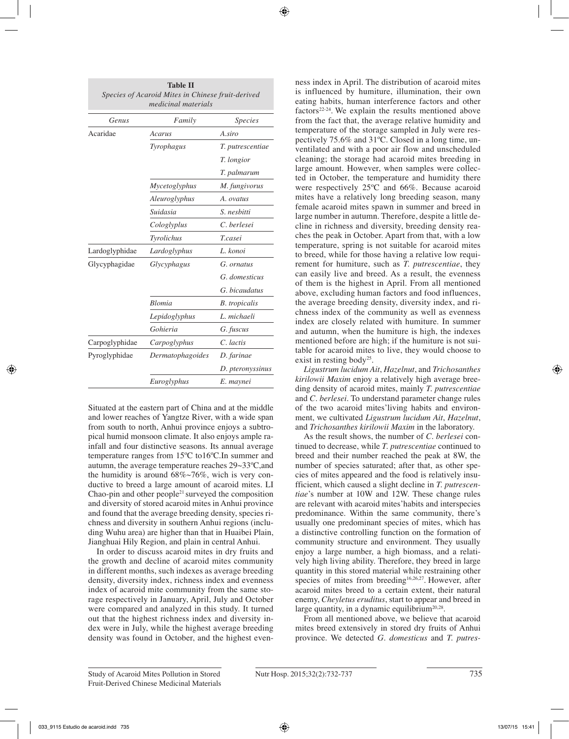**Table II**
*Species of Acaroid Mites in Chinese fruit-derived medicinal materials*

| *Genus* | *Family* | *Species* |
|---|---|---|
| Acaridae | *Acarus* | *A.siro* |
| | *Tyrophagus* | *T. putrescentiae* |
| | | *T. longior* |
| | | *T. palmarum* |
| | *Mycetoglyphus* | *M. fungivorus* |
| | *Aleuroglyphus* | *A. ovatus* |
| | *Suidasia* | *S. nesbitti* |
| | *Cologlyplus* | *C. berlesei* |
| | *Tyrolichus* | *T.casei* |
| Lardoglyphidae | *Lardoglyphus* | *L. konoi* |
| Glycyphagidae | *Glycyphagus* | *G. ornatus* |
| | | *G. domesticus* |
| | | *G. bicaudatus* |
| | *Blomia* | *B. tropicalis* |
| | *Lepidoglyphus* | *L. michaeli* |
| | *Gohieria* | *G. fuscus* |
| Carpoglyphidae | *Carpoglyphus* | *C. lactis* |
| Pyroglyphidae | *Dermatophagoides* | *D. farinae* |
| | | *D. pteronyssinus* |
| | *Euroglyphus* | *E. maynei* |

Situated at the eastern part of China and at the middle and lower reaches of Yangtze River, with a wide span from south to north, Anhui province enjoys a subtropical humid monsoon climate. It also enjoys ample rainfall and four distinctive seasons. Its annual average temperature ranges from 15ºC to16ºC.In summer and autumn, the average temperature reaches 29~33ºC,and the humidity is around 68%~76%, wich is very conductive to breed a large amount of acaroid mites. LI Chao-pin and other people[21] surveyed the composition and diversity of stored acaroid mites in Anhui province and found that the average breeding density, species richness and diversity in southern Anhui regions (including Wuhu area) are higher than that in Huaibei Plain, Jianghuai Hily Region, and plain in central Anhui.

In order to discuss acaroid mites in dry fruits and the growth and decline of acaroid mites community in different months, such indexes as average breeding density, diversity index, richness index and evenness index of acaroid mite community from the same storage respectively in January, April, July and October were compared and analyzed in this study. It turned out that the highest richness index and diversity index were in July, while the highest average breeding density was found in October, and the highest evenness index in April. The distribution of acaroid mites is influenced by humiture, illumination, their own eating habits, human interference factors and other factors[22-24]. We explain the results mentioned above from the fact that, the average relative humidity and temperature of the storage sampled in July were respectively 75.6% and 31ºC. Closed in a long time, unventilated and with a poor air flow and unscheduled cleaning; the storage had acaroid mites breeding in large amount. However, when samples were collected in October, the temperature and humidity there were respectively 25ºC and 66%. Because acaroid mites have a relatively long breeding season, many female acaroid mites spawn in summer and breed in large number in autumn. Therefore, despite a little decline in richness and diversity, breeding density reaches the peak in October. Apart from that, with a low temperature, spring is not suitable for acaroid mites to breed, while for those having a relative low requirement for humiture, such as *T. putrescentiae*, they can easily live and breed. As a result, the evenness of them is the highest in April. From all mentioned above, excluding human factors and food influences, the average breeding density, diversity index, and richness index of the community as well as evenness index are closely related with humiture. In summer and autumn, when the humiture is high, the indexes mentioned before are high; if the humiture is not suitable for acaroid mites to live, they would choose to exist in resting body[25].

*Ligustrum lucidum Ait*, *Hazelnut*, and *Trichosanthes kirilowii Maxim* enjoy a relatively high average breeding density of acaroid mites, mainly *T. putrescentiae* and *C. berlesei*. To understand parameter change rules of the two acaroid mites'living habits and environment, we cultivated *Ligustrum lucidum Ait*, *Hazelnut*, and *Trichosanthes kirilowii Maxim* in the laboratory.

As the result shows, the number of *C. berlesei* continued to decrease, while *T. putrescentiae* continued to breed and their number reached the peak at 8W, the number of species saturated; after that, as other species of mites appeared and the food is relatively insufficient, which caused a slight decline in *T. putrescentiae*'s number at 10W and 12W. These change rules are relevant with acaroid mites'habits and interspecies predominance. Within the same community, there's usually one predominant species of mites, which has a distinctive controlling function on the formation of community structure and environment. They usually enjoy a large number, a high biomass, and a relatively high living ability. Therefore, they breed in large quantity in this stored material while restraining other species of mites from breeding[16,26,27]. However, after acaroid mites breed to a certain extent, their natural enemy, *Cheyletus eruditus*, start to appear and breed in large quantity, in a dynamic equilibrium[20,28].

From all mentioned above, we believe that acaroid mites breed extensively in stored dry fruits of Anhui province. We detected *G. domesticus* and *T. putres-*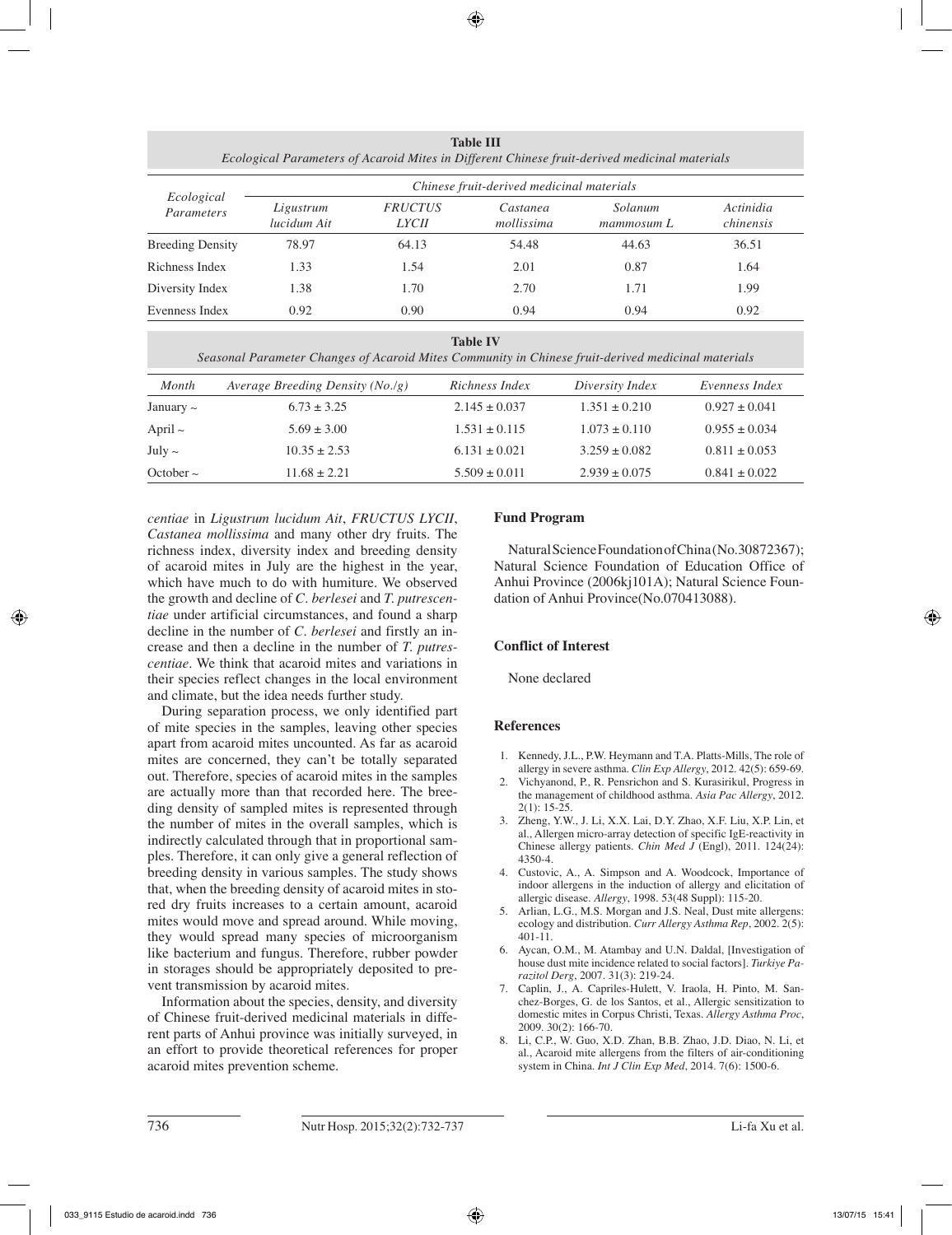**Table III**
*Ecological Parameters of Acaroid Mites in Different Chinese fruit-derived medicinal materials*

| Ecological Parameters | Chinese fruit-derived medicinal materials | | | | |
|---|---|---|---|---|---|
| | *Ligustrum lucidum Ait* | *FRUCTUS LYCII* | *Castanea mollissima* | *Solanum mammosum L* | *Actinidia chinensis* |
| Breeding Density | 78.97 | 64.13 | 54.48 | 44.63 | 36.51 |
| Richness Index | 1.33 | 1.54 | 2.01 | 0.87 | 1.64 |
| Diversity Index | 1.38 | 1.70 | 2.70 | 1.71 | 1.99 |
| Evenness Index | 0.92 | 0.90 | 0.94 | 0.94 | 0.92 |

**Table IV**
*Seasonal Parameter Changes of Acaroid Mites Community in Chinese fruit-derived medicinal materials*

| *Month* | *Average Breeding Density (No./g)* | *Richness Index* | *Diversity Index* | *Evenness Index* |
|---|---|---|---|---|
| January ~ | 6.73 ± 3.25 | 2.145 ± 0.037 | 1.351 ± 0.210 | 0.927 ± 0.041 |
| April ~ | 5.69 ± 3.00 | 1.531 ± 0.115 | 1.073 ± 0.110 | 0.955 ± 0.034 |
| July ~ | 10.35 ± 2.53 | 6.131 ± 0.021 | 3.259 ± 0.082 | 0.811 ± 0.053 |
| October ~ | 11.68 ± 2.21 | 5.509 ± 0.011 | 2.939 ± 0.075 | 0.841 ± 0.022 |

*centiae* in *Ligustrum lucidum Ait*, *FRUCTUS LYCII*, *Castanea mollissima* and many other dry fruits. The richness index, diversity index and breeding density of acaroid mites in July are the highest in the year, which have much to do with humiture. We observed the growth and decline of *C. berlesei* and *T. putrescentiae* under artificial circumstances, and found a sharp decline in the number of *C. berlesei* and firstly an increase and then a decline in the number of *T. putrescentiae*. We think that acaroid mites and variations in their species reflect changes in the local environment and climate, but the idea needs further study.

During separation process, we only identified part of mite species in the samples, leaving other species apart from acaroid mites uncounted. As far as acaroid mites are concerned, they can't be totally separated out. Therefore, species of acaroid mites in the samples are actually more than that recorded here. The breeding density of sampled mites is represented through the number of mites in the overall samples, which is indirectly calculated through that in proportional samples. Therefore, it can only give a general reflection of breeding density in various samples. The study shows that, when the breeding density of acaroid mites in stored dry fruits increases to a certain amount, acaroid mites would move and spread around. While moving, they would spread many species of microorganism like bacterium and fungus. Therefore, rubber powder in storages should be appropriately deposited to prevent transmission by acaroid mites.

Information about the species, density, and diversity of Chinese fruit-derived medicinal materials in different parts of Anhui province was initially surveyed, in an effort to provide theoretical references for proper acaroid mites prevention scheme.

## Fund Program

Natural Science Foundation of China (No.30872367); Natural Science Foundation of Education Office of Anhui Province (2006kj101A); Natural Science Foundation of Anhui Province(No.070413088).

## Conflict of Interest

None declared

## References

1. Kennedy, J.L., P.W. Heymann and T.A. Platts-Mills, The role of allergy in severe asthma. *Clin Exp Allergy*, 2012. 42(5): 659-69.
2. Vichyanond, P., R. Pensrichon and S. Kurasirikul, Progress in the management of childhood asthma. *Asia Pac Allergy*, 2012. 2(1): 15-25.
3. Zheng, Y.W., J. Li, X.X. Lai, D.Y. Zhao, X.F. Liu, X.P. Lin, et al., Allergen micro-array detection of specific IgE-reactivity in Chinese allergy patients. *Chin Med J* (Engl), 2011. 124(24): 4350-4.
4. Custovic, A., A. Simpson and A. Woodcock, Importance of indoor allergens in the induction of allergy and elicitation of allergic disease. *Allergy*, 1998. 53(48 Suppl): 115-20.
5. Arlian, L.G., M.S. Morgan and J.S. Neal, Dust mite allergens: ecology and distribution. *Curr Allergy Asthma Rep*, 2002. 2(5): 401-11.
6. Aycan, O.M., M. Atambay and U.N. Daldal, [Investigation of house dust mite incidence related to social factors]. *Turkiye Parazitol Derg*, 2007. 31(3): 219-24.
7. Caplin, J., A. Capriles-Hulett, V. Iraola, H. Pinto, M. Sanchez-Borges, G. de los Santos, et al., Allergic sensitization to domestic mites in Corpus Christi, Texas. *Allergy Asthma Proc*, 2009. 30(2): 166-70.
8. Li, C.P., W. Guo, X.D. Zhan, B.B. Zhao, J.D. Diao, N. Li, et al., Acaroid mite allergens from the filters of air-conditioning system in China. *Int J Clin Exp Med*, 2014. 7(6): 1500-6.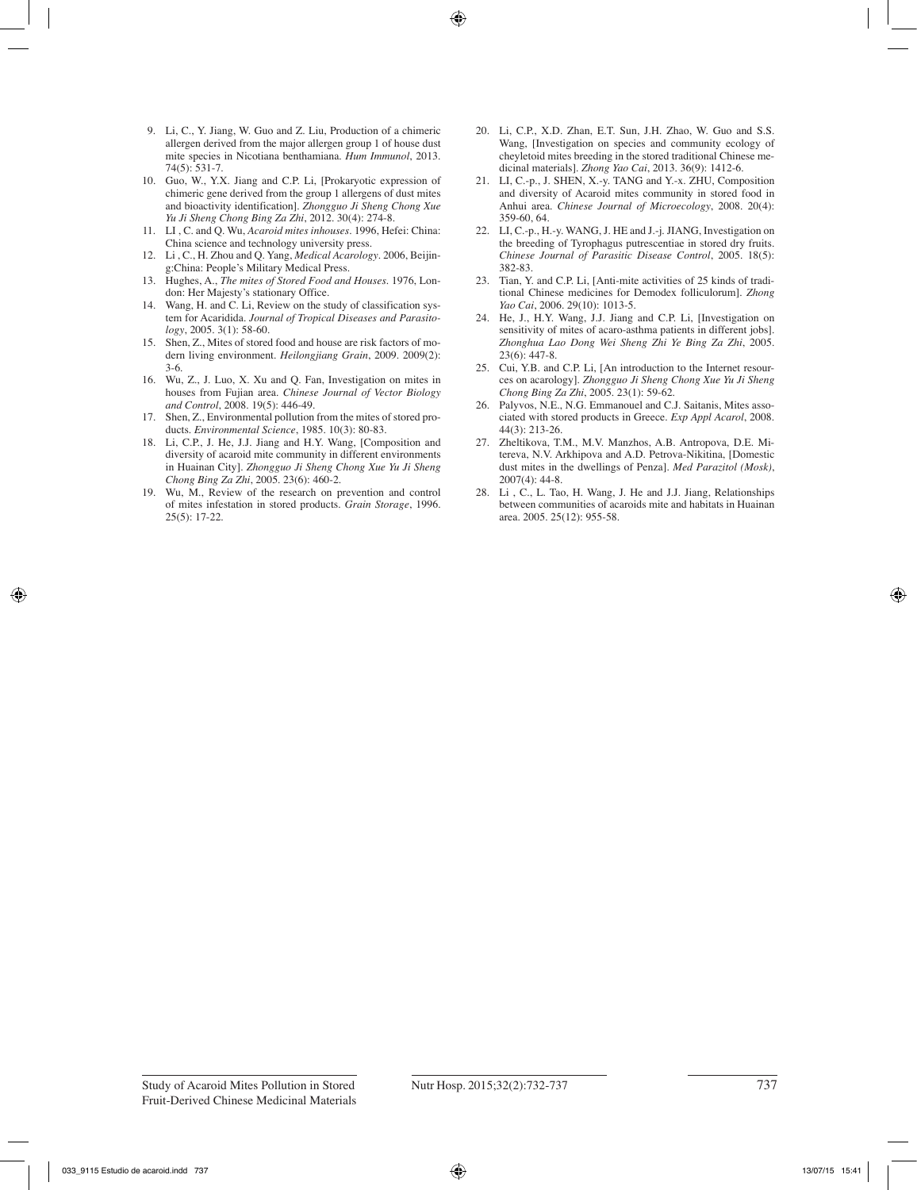9. Li, C., Y. Jiang, W. Guo and Z. Liu, Production of a chimeric allergen derived from the major allergen group 1 of house dust mite species in Nicotiana benthamiana. *Hum Immunol*, 2013. 74(5): 531-7.
10. Guo, W., Y.X. Jiang and C.P. Li, [Prokaryotic expression of chimeric gene derived from the group 1 allergens of dust mites and bioactivity identification]. *Zhongguo Ji Sheng Chong Xue Yu Ji Sheng Chong Bing Za Zhi*, 2012. 30(4): 274-8.
11. LI , C. and Q. Wu, *Acaroid mites inhouses*. 1996, Hefei: China: China science and technology university press.
12. Li , C., H. Zhou and Q. Yang, *Medical Acarology*. 2006, Beijing:China: People's Military Medical Press.
13. Hughes, A., *The mites of Stored Food and Houses*. 1976, London: Her Majesty's stationary Office.
14. Wang, H. and C. Li, Review on the study of classification system for Acaridida. *Journal of Tropical Diseases and Parasitology*, 2005. 3(1): 58-60.
15. Shen, Z., Mites of stored food and house are risk factors of modern living environment. *Heilongjiang Grain*, 2009. 2009(2): 3-6.
16. Wu, Z., J. Luo, X. Xu and Q. Fan, Investigation on mites in houses from Fujian area. *Chinese Journal of Vector Biology and Control*, 2008. 19(5): 446-49.
17. Shen, Z., Environmental pollution from the mites of stored products. *Environmental Science*, 1985. 10(3): 80-83.
18. Li, C.P., J. He, J.J. Jiang and H.Y. Wang, [Composition and diversity of acaroid mite community in different environments in Huainan City]. *Zhongguo Ji Sheng Chong Xue Yu Ji Sheng Chong Bing Za Zhi*, 2005. 23(6): 460-2.
19. Wu, M., Review of the research on prevention and control of mites infestation in stored products. *Grain Storage*, 1996. 25(5): 17-22.
20. Li, C.P., X.D. Zhan, E.T. Sun, J.H. Zhao, W. Guo and S.S. Wang, [Investigation on species and community ecology of cheyletoid mites breeding in the stored traditional Chinese medicinal materials]. *Zhong Yao Cai*, 2013. 36(9): 1412-6.
21. LI, C.-p., J. SHEN, X.-y. TANG and Y.-x. ZHU, Composition and diversity of Acaroid mites community in stored food in Anhui area. *Chinese Journal of Microecology*, 2008. 20(4): 359-60, 64.
22. LI, C.-p., H.-y. WANG, J. HE and J.-j. JIANG, Investigation on the breeding of Tyrophagus putrescentiae in stored dry fruits. *Chinese Journal of Parasitic Disease Control*, 2005. 18(5): 382-83.
23. Tian, Y. and C.P. Li, [Anti-mite activities of 25 kinds of traditional Chinese medicines for Demodex folliculorum]. *Zhong Yao Cai*, 2006. 29(10): 1013-5.
24. He, J., H.Y. Wang, J.J. Jiang and C.P. Li, [Investigation on sensitivity of mites of acaro-asthma patients in different jobs]. *Zhonghua Lao Dong Wei Sheng Zhi Ye Bing Za Zhi*, 2005. 23(6): 447-8.
25. Cui, Y.B. and C.P. Li, [An introduction to the Internet resources on acarology]. *Zhongguo Ji Sheng Chong Xue Yu Ji Sheng Chong Bing Za Zhi*, 2005. 23(1): 59-62.
26. Palyvos, N.E., N.G. Emmanouel and C.J. Saitanis, Mites associated with stored products in Greece. *Exp Appl Acarol*, 2008. 44(3): 213-26.
27. Zheltikova, T.M., M.V. Manzhos, A.B. Antropova, D.E. Mitereva, N.V. Arkhipova and A.D. Petrova-Nikitina, [Domestic dust mites in the dwellings of Penza]. *Med Parazitol (Mosk)*, 2007(4): 44-8.
28. Li , C., L. Tao, H. Wang, J. He and J.J. Jiang, Relationships between communities of acaroids mite and habitats in Huainan area. 2005. 25(12): 955-58.